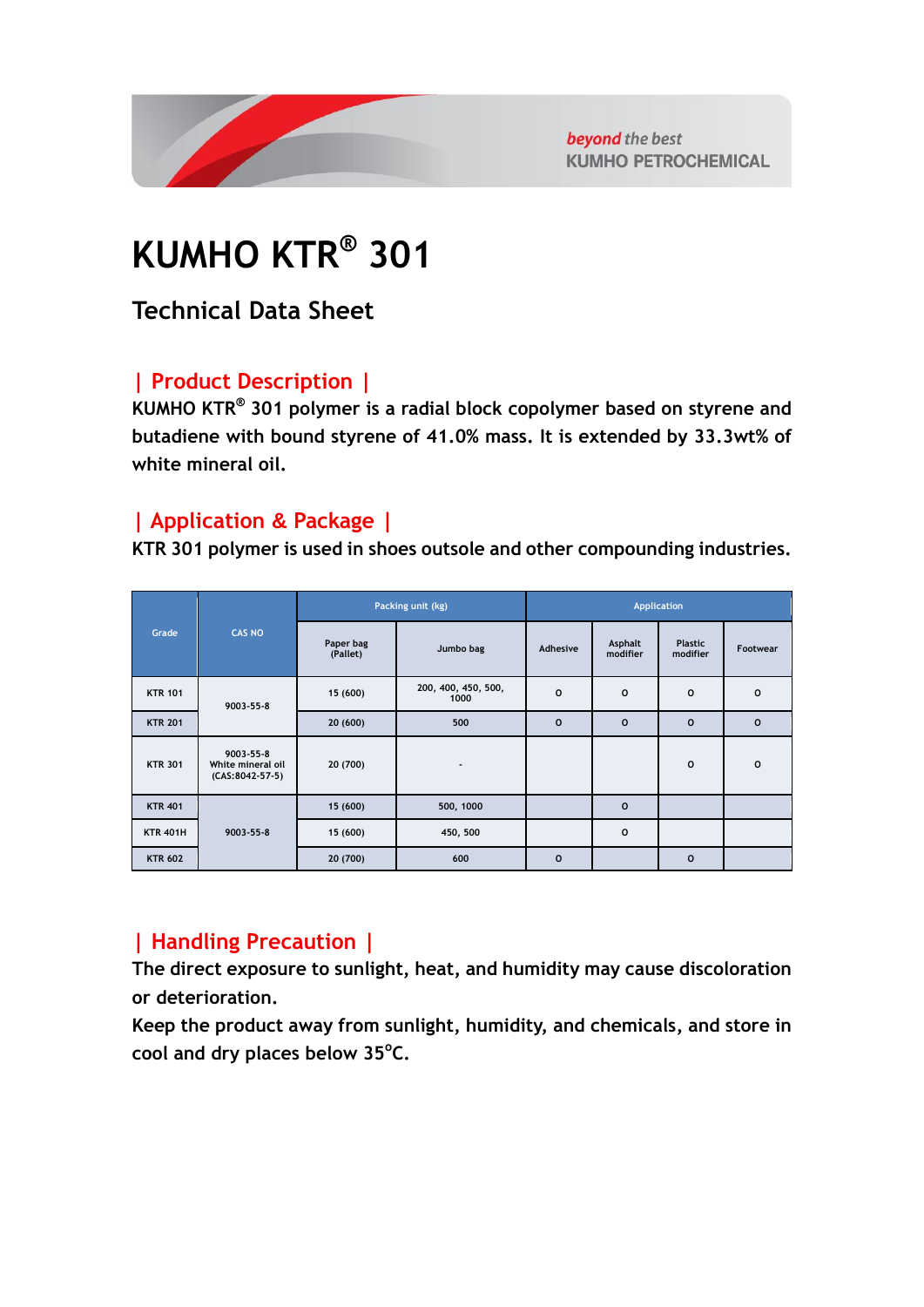beyond the best
KUMHO PETROCHEMICAL

# KUMHO KTR® 301

## Technical Data Sheet

### | Product Description |

KUMHO KTR® 301 polymer is a radial block copolymer based on styrene and butadiene with bound styrene of 41.0% mass. It is extended by 33.3wt% of white mineral oil.

### | Application & Package |

KTR 301 polymer is used in shoes outsole and other compounding industries.

| Grade | CAS NO | Packing unit (kg) | | Application | | | |
|---|---|---|---|---|---|---|---|
| | | Paper bag (Pallet) | Jumbo bag | Adhesive | Asphalt modifier | Plastic modifier | Footwear |
| KTR 101 | 9003-55-8 | 15 (600) | 200, 400, 450, 500, 1000 | o | o | o | o |
| KTR 201 | | 20 (600) | 500 | o | o | o | o |
| KTR 301 | 9003-55-8 White mineral oil (CAS:8042-57-5) | 20 (700) | - | | | o | o |
| KTR 401 | 9003-55-8 | 15 (600) | 500, 1000 | | o | | |
| KTR 401H | | 15 (600) | 450, 500 | | o | | |
| KTR 602 | | 20 (700) | 600 | o | | o | |

### | Handling Precaution |

The direct exposure to sunlight, heat, and humidity may cause discoloration or deterioration.

Keep the product away from sunlight, humidity, and chemicals, and store in cool and dry places below 35°C.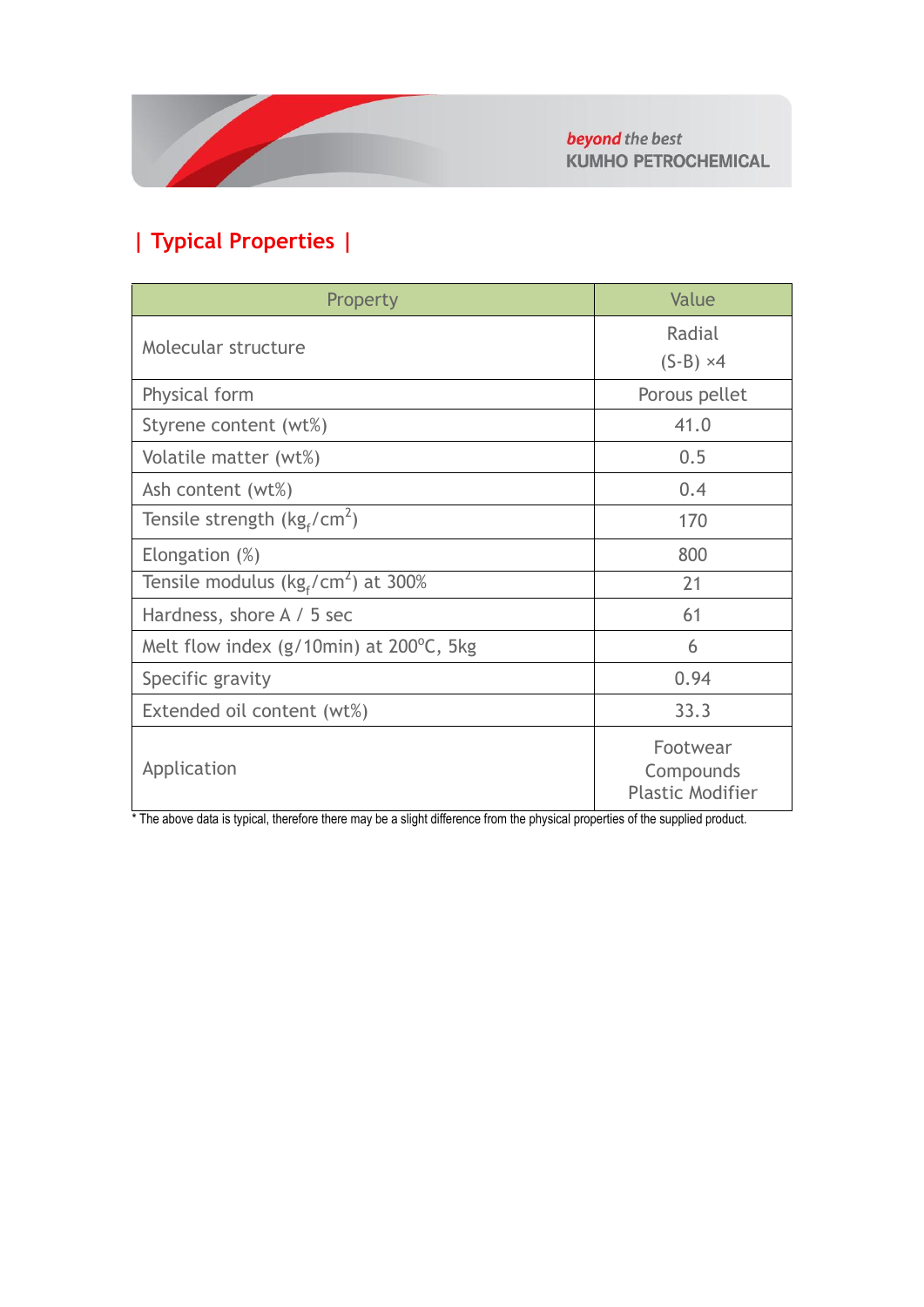## | Typical Properties |

| Property | Value |
|---|---|
| Molecular structure | Radial<br>(S-B) ×4 |
| Physical form | Porous pellet |
| Styrene content (wt%) | 41.0 |
| Volatile matter (wt%) | 0.5 |
| Ash content (wt%) | 0.4 |
| Tensile strength ($kg_f/cm^2$) | 170 |
| Elongation (%) | 800 |
| Tensile modulus ($kg_f/cm^2$) at 300% | 21 |
| Hardness, shore A / 5 sec | 61 |
| Melt flow index (g/10min) at 200°C, 5kg | 6 |
| Specific gravity | 0.94 |
| Extended oil content (wt%) | 33.3 |
| Application | Footwear<br>Compounds<br>Plastic Modifier |

* The above data is typical, therefore there may be a slight difference from the physical properties of the supplied product.